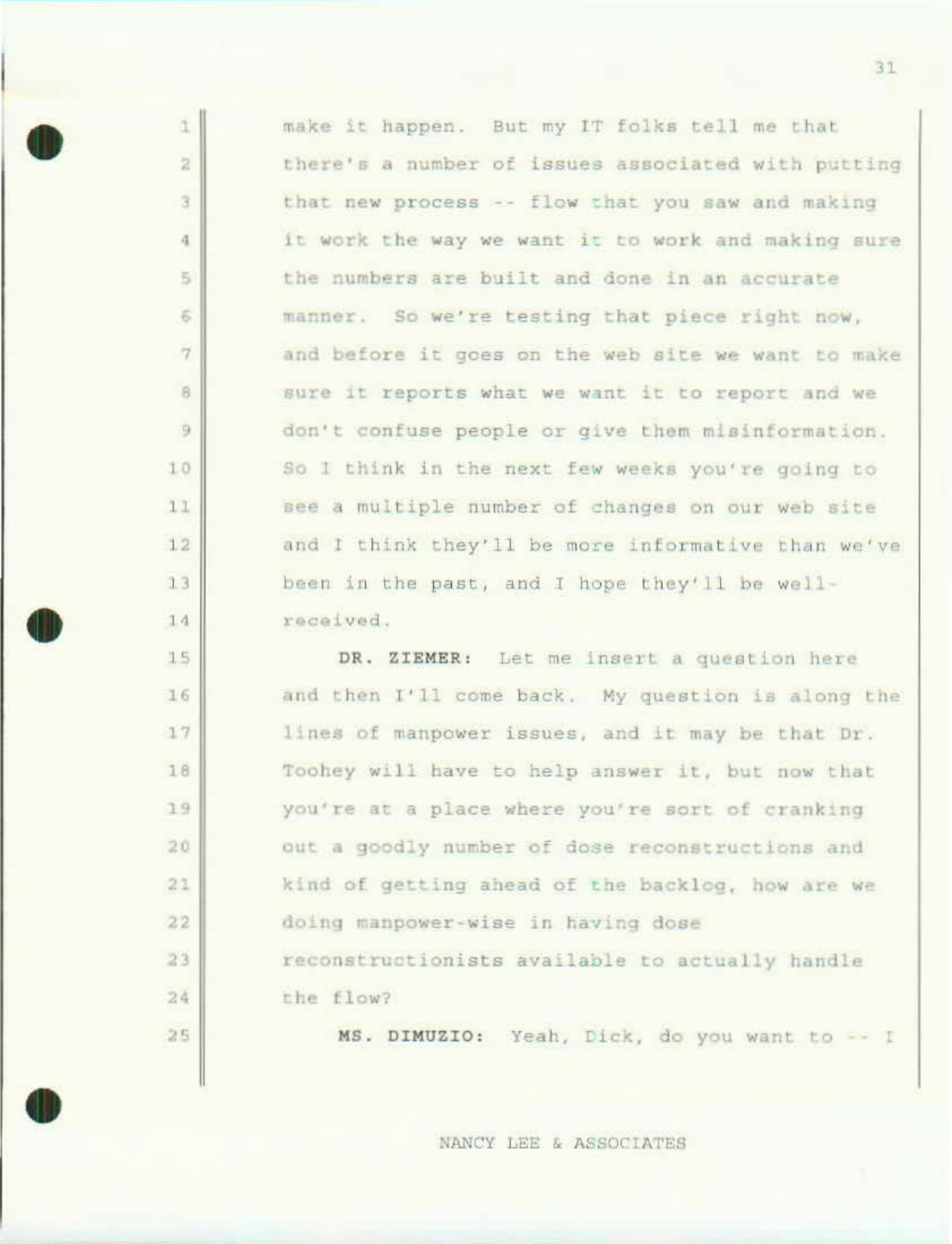make it happen. But my IT folks tell me that there's a number of issues associated with putting that new process -- flow that you saw and making it work the way we want it to work and making sure the numbers are built and done in an accurate manner. So we're testing that piece right now, and before it goes on the web site we want to make sure it reports what we want it to report and we don't confuse people or give them misinformation. So I think in the next few weeks you're going to see a multiple number of changes on our web site and I think they'll be more informative than we've been in the past, and I hope they'll be well-received.

**DR. ZIEMER:** Let me insert a question here and then I'll come back. My question is along the lines of manpower issues, and it may be that Dr. Toohey will have to help answer it, but now that you're at a place where you're sort of cranking out a goodly number of dose reconstructions and kind of getting ahead of the backlog, how are we doing manpower-wise in having dose reconstructionists available to actually handle the flow?

**MS. DIMUZIO:** Yeah, Dick, do you want to -- I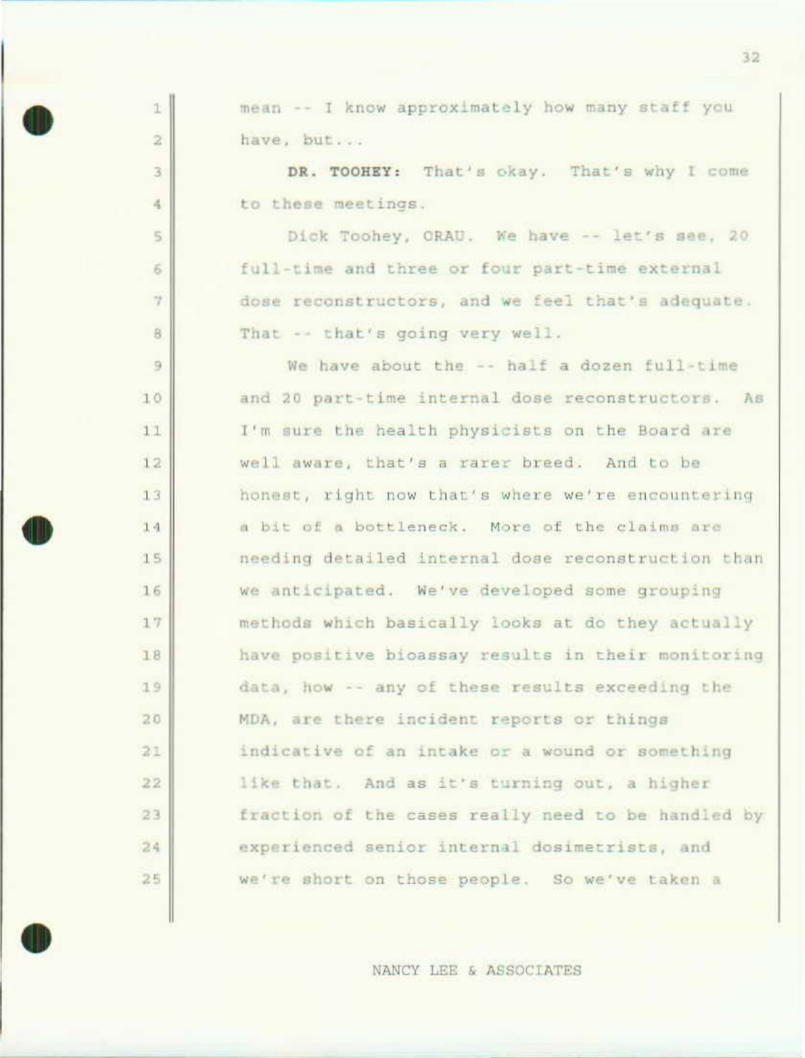mean -- I know approximately how many staff you have, but...

**DR. TOOHEY:** That's okay. That's why I come to these meetings.

Dick Toohey, ORAU. We have -- let's see, 20 full-time and three or four part-time external dose reconstructors, and we feel that's adequate. That -- that's going very well.

We have about the -- half a dozen full-time and 20 part-time internal dose reconstructors. As I'm sure the health physicists on the Board are well aware, that's a rarer breed. And to be honest, right now that's where we're encountering a bit of a bottleneck. More of the claims are needing detailed internal dose reconstruction than we anticipated. We've developed some grouping methods which basically looks at do they actually have positive bioassay results in their monitoring data, how -- any of these results exceeding the MDA, are there incident reports or things indicative of an intake or a wound or something like that. And as it's turning out, a higher fraction of the cases really need to be handled by experienced senior internal dosimetrists, and we're short on those people. So we've taken a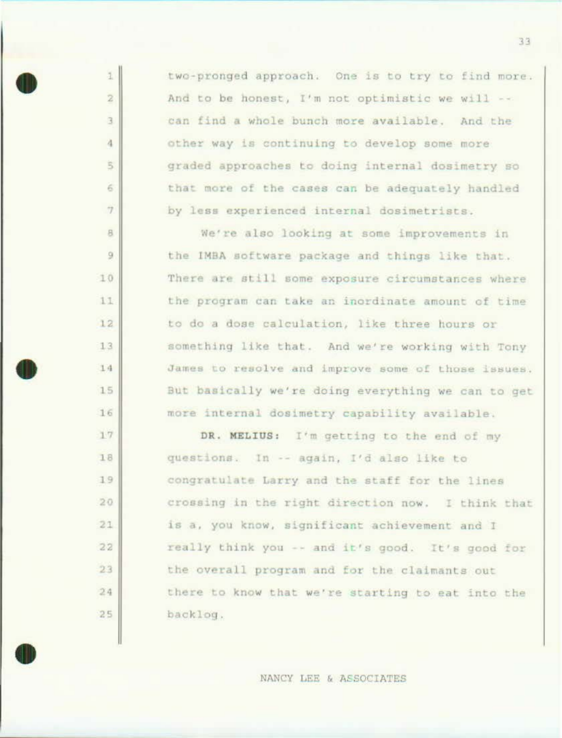two-pronged approach. One is to try to find more. And to be honest, I'm not optimistic we will -- can find a whole bunch more available. And the other way is continuing to develop some more graded approaches to doing internal dosimetry so that more of the cases can be adequately handled by less experienced internal dosimetrists.

We're also looking at some improvements in the IMBA software package and things like that. There are still some exposure circumstances where the program can take an inordinate amount of time to do a dose calculation, like three hours or something like that. And we're working with Tony James to resolve and improve some of those issues. But basically we're doing everything we can to get more internal dosimetry capability available.

**DR. MELIUS:** I'm getting to the end of my questions. In -- again, I'd also like to congratulate Larry and the staff for the lines crossing in the right direction now. I think that is a, you know, significant achievement and I really think you -- and it's good. It's good for the overall program and for the claimants out there to know that we're starting to eat into the backlog.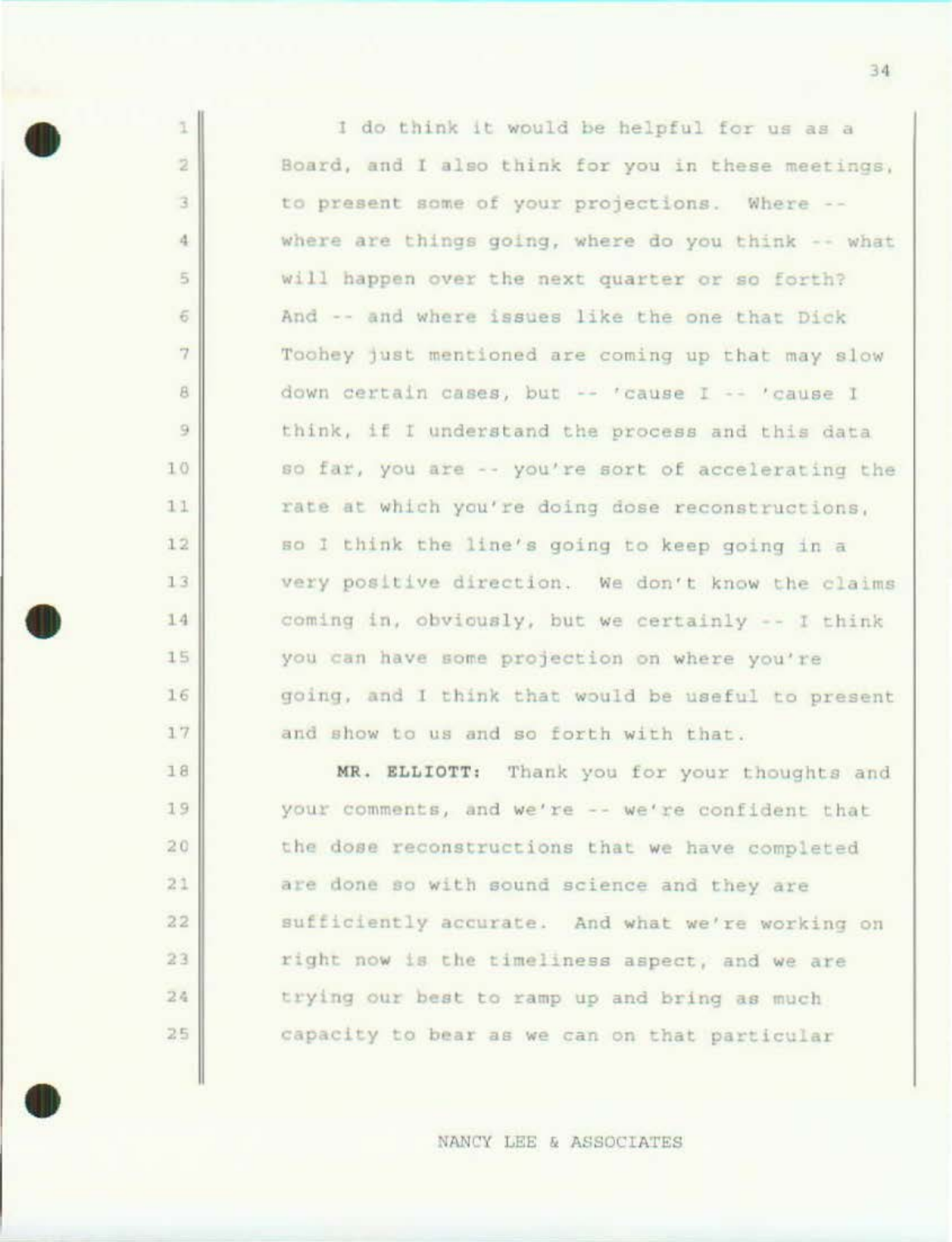I do think it would be helpful for us as a Board, and I also think for you in these meetings, to present some of your projections. Where -- where are things going, where do you think -- what will happen over the next quarter or so forth? And -- and where issues like the one that Dick Toohey just mentioned are coming up that may slow down certain cases, but -- 'cause I -- 'cause I think, if I understand the process and this data so far, you are -- you're sort of accelerating the rate at which you're doing dose reconstructions, so I think the line's going to keep going in a very positive direction. We don't know the claims coming in, obviously, but we certainly -- I think you can have some projection on where you're going, and I think that would be useful to present and show to us and so forth with that.

**MR. ELLIOTT:** Thank you for your thoughts and your comments, and we're -- we're confident that the dose reconstructions that we have completed are done so with sound science and they are sufficiently accurate. And what we're working on right now is the timeliness aspect, and we are trying our best to ramp up and bring as much capacity to bear as we can on that particular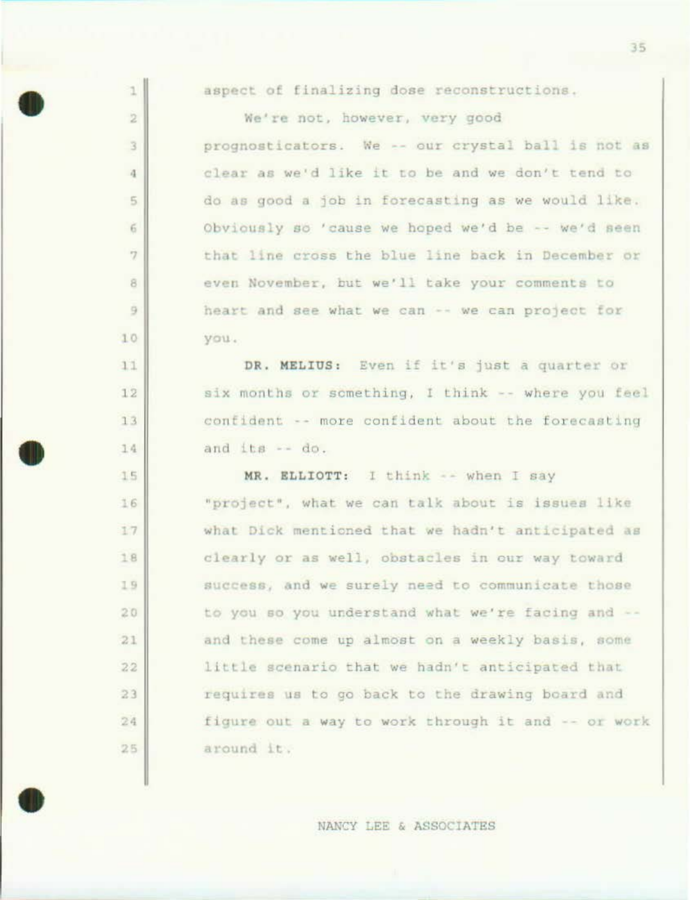aspect of finalizing dose reconstructions.

We're not, however, very good prognosticators. We -- our crystal ball is not as clear as we'd like it to be and we don't tend to do as good a job in forecasting as we would like. Obviously so 'cause we hoped we'd be -- we'd seen that line cross the blue line back in December or even November, but we'll take your comments to heart and see what we can -- we can project for you.

**DR. MELIUS:** Even if it's just a quarter or six months or something, I think -- where you feel confident -- more confident about the forecasting and its -- do.

**MR. ELLIOTT:** I think -- when I say "project", what we can talk about is issues like what Dick mentioned that we hadn't anticipated as clearly or as well, obstacles in our way toward success, and we surely need to communicate those to you so you understand what we're facing and -- and these come up almost on a weekly basis, some little scenario that we hadn't anticipated that requires us to go back to the drawing board and figure out a way to work through it and -- or work around it.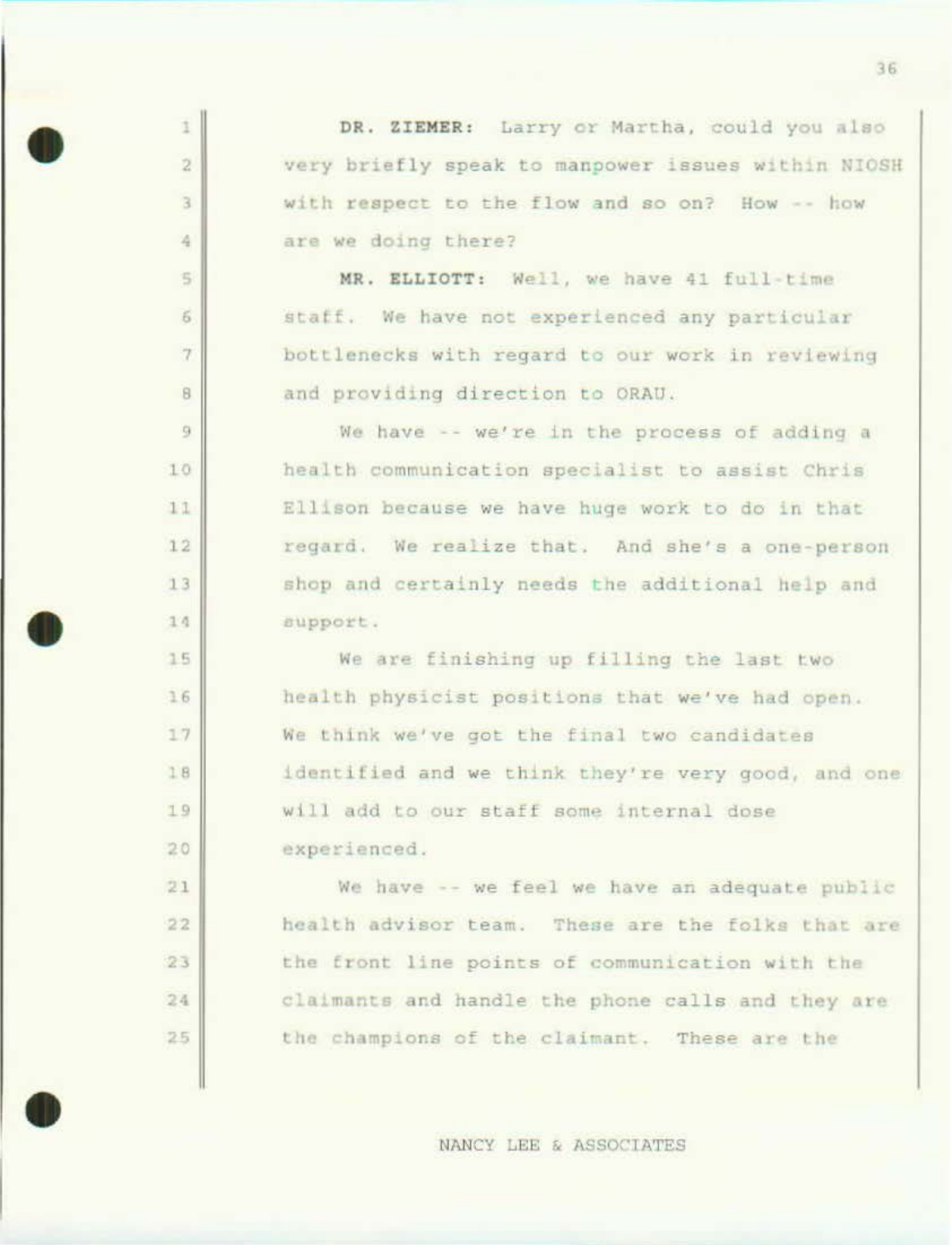**DR. ZIEMER:** Larry or Martha, could you also very briefly speak to manpower issues within NIOSH with respect to the flow and so on? How -- how are we doing there?

**MR. ELLIOTT:** Well, we have 41 full-time staff. We have not experienced any particular bottlenecks with regard to our work in reviewing and providing direction to ORAU.

We have -- we're in the process of adding a health communication specialist to assist Chris Ellison because we have huge work to do in that regard. We realize that. And she's a one-person shop and certainly needs the additional help and support.

We are finishing up filling the last two health physicist positions that we've had open. We think we've got the final two candidates identified and we think they're very good, and one will add to our staff some internal dose experienced.

We have -- we feel we have an adequate public health advisor team. These are the folks that are the front line points of communication with the claimants and handle the phone calls and they are the champions of the claimant. These are the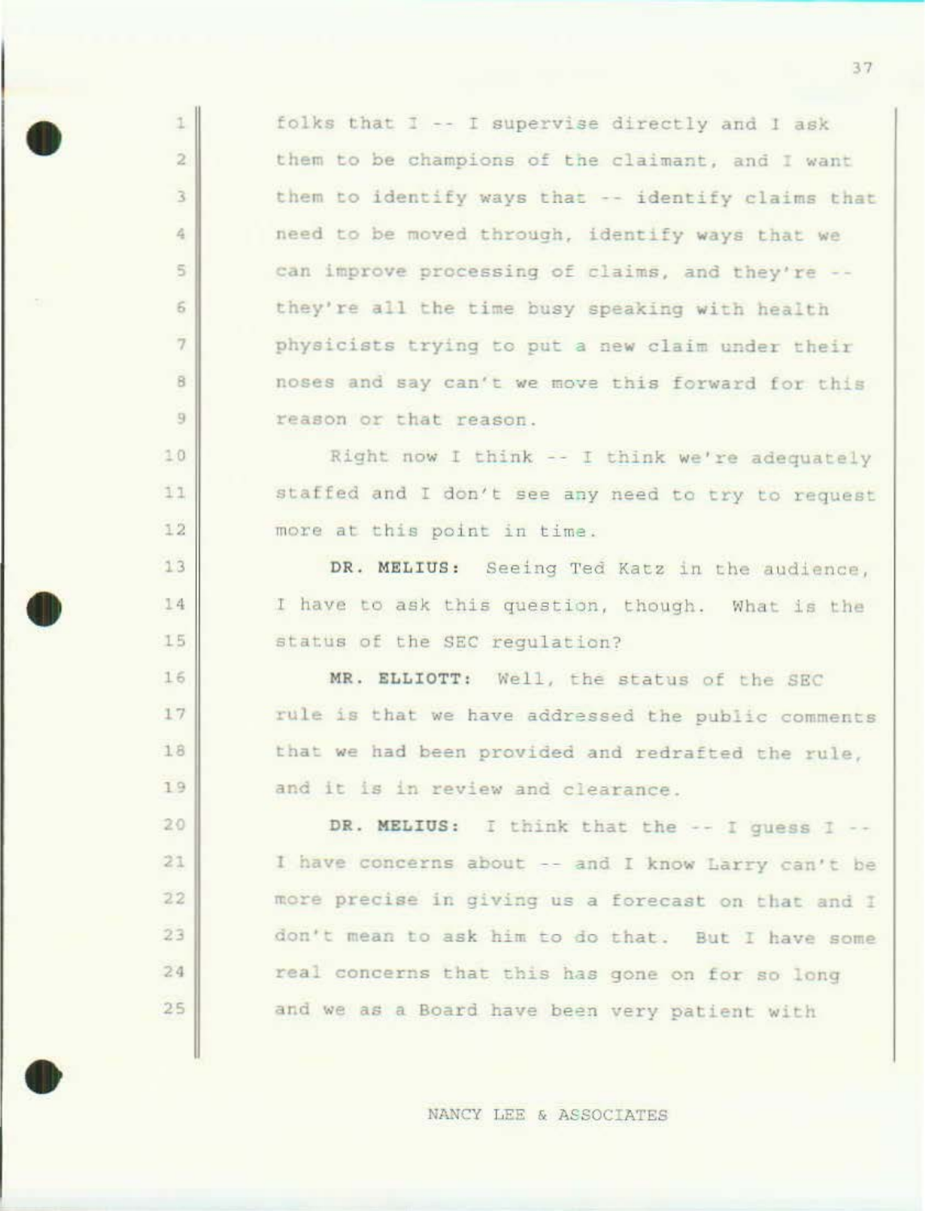folks that I -- I supervise directly and I ask them to be champions of the claimant, and I want them to identify ways that -- identify claims that need to be moved through, identify ways that we can improve processing of claims, and they're -- they're all the time busy speaking with health physicists trying to put a new claim under their noses and say can't we move this forward for this reason or that reason.

Right now I think -- I think we're adequately staffed and I don't see any need to try to request more at this point in time.

**DR. MELIUS:** Seeing Ted Katz in the audience, I have to ask this question, though. What is the status of the SEC regulation?

**MR. ELLIOTT:** Well, the status of the SEC rule is that we have addressed the public comments that we had been provided and redrafted the rule, and it is in review and clearance.

**DR. MELIUS:** I think that the -- I guess I -- I have concerns about -- and I know Larry can't be more precise in giving us a forecast on that and I don't mean to ask him to do that. But I have some real concerns that this has gone on for so long and we as a Board have been very patient with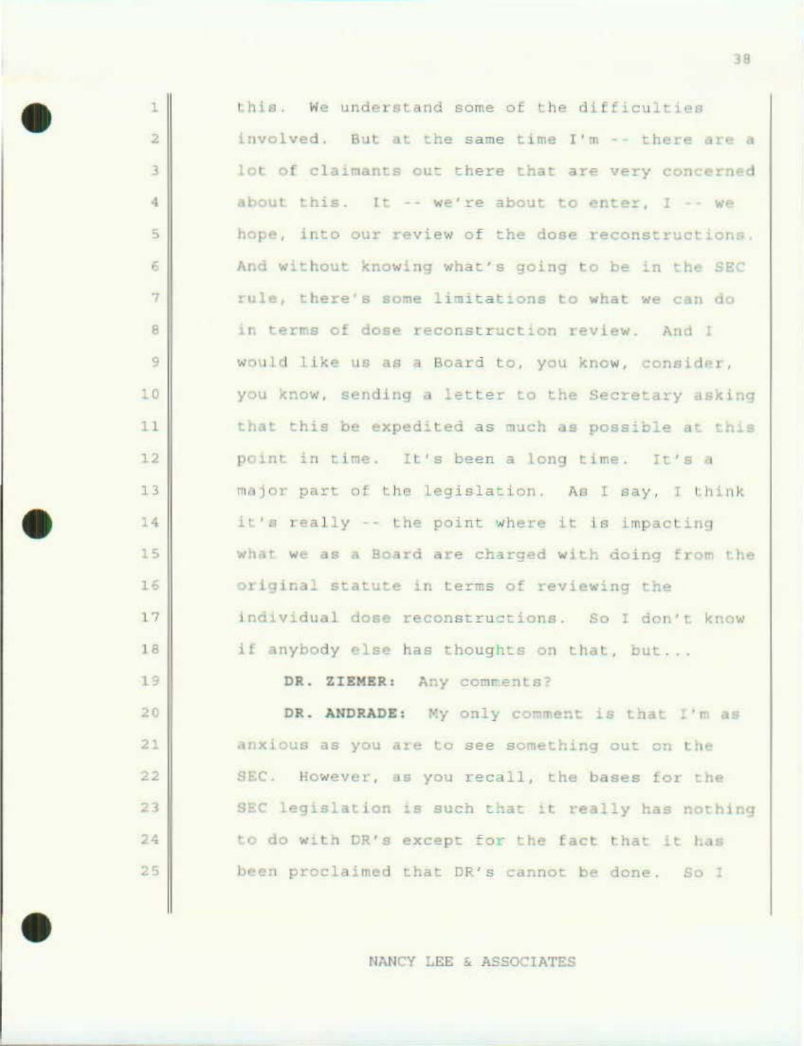this. We understand some of the difficulties involved. But at the same time I'm -- there are a lot of claimants out there that are very concerned about this. It -- we're about to enter, I -- we hope, into our review of the dose reconstructions. And without knowing what's going to be in the SEC rule, there's some limitations to what we can do in terms of dose reconstruction review. And I would like us as a Board to, you know, consider, you know, sending a letter to the Secretary asking that this be expedited as much as possible at this point in time. It's been a long time. It's a major part of the legislation. As I say, I think it's really -- the point where it is impacting what we as a Board are charged with doing from the original statute in terms of reviewing the individual dose reconstructions. So I don't know if anybody else has thoughts on that, but...

**DR. ZIEMER:** Any comments?

**DR. ANDRADE:** My only comment is that I'm as anxious as you are to see something out on the SEC. However, as you recall, the bases for the SEC legislation is such that it really has nothing to do with DR's except for the fact that it has been proclaimed that DR's cannot be done. So I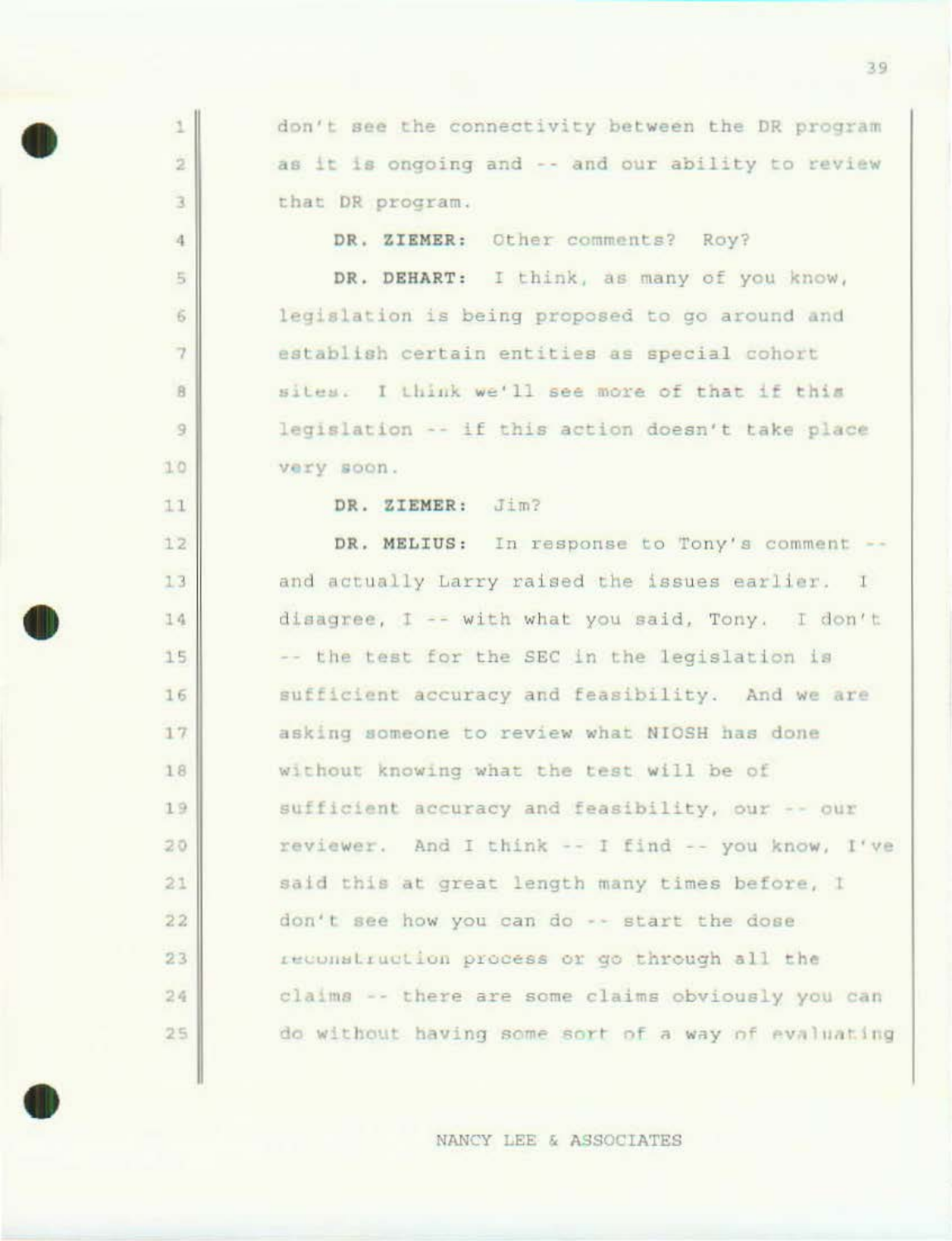don't see the connectivity between the DR program as it is ongoing and -- and our ability to review that DR program.

**DR. ZIEMER:** Other comments? Roy?

**DR. DEHART:** I think, as many of you know, legislation is being proposed to go around and establish certain entities as special cohort sites. I think we'll see more of that if this legislation -- if this action doesn't take place very soon.

**DR. ZIEMER:** Jim?

**DR. MELIUS:** In response to Tony's comment -- and actually Larry raised the issues earlier. I disagree, I -- with what you said, Tony. I don't -- the test for the SEC in the legislation is sufficient accuracy and feasibility. And we are asking someone to review what NIOSH has done without knowing what the test will be of sufficient accuracy and feasibility, our -- our reviewer. And I think -- I find -- you know, I've said this at great length many times before, I don't see how you can do -- start the dose reconstruction process or go through all the claims -- there are some claims obviously you can do without having some sort of a way of evaluating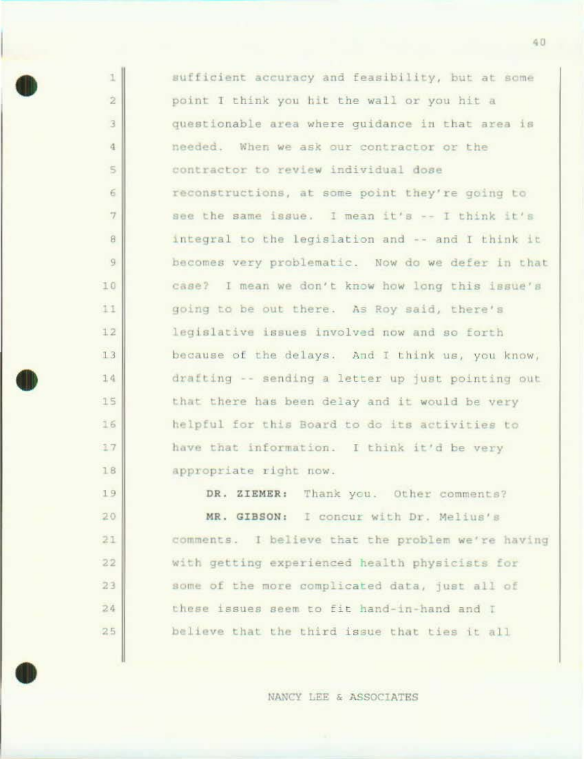sufficient accuracy and feasibility, but at some point I think you hit the wall or you hit a questionable area where guidance in that area is needed. When we ask our contractor or the contractor to review individual dose reconstructions, at some point they're going to see the same issue. I mean it's -- I think it's integral to the legislation and -- and I think it becomes very problematic. Now do we defer in that case? I mean we don't know how long this issue's going to be out there. As Roy said, there's legislative issues involved now and so forth because of the delays. And I think us, you know, drafting -- sending a letter up just pointing out that there has been delay and it would be very helpful for this Board to do its activities to have that information. I think it'd be very appropriate right now.

**DR. ZIEMER:** Thank you. Other comments?

**MR. GIBSON:** I concur with Dr. Melius's comments. I believe that the problem we're having with getting experienced health physicists for some of the more complicated data, just all of these issues seem to fit hand-in-hand and I believe that the third issue that ties it all

NANCY LEE & ASSOCIATES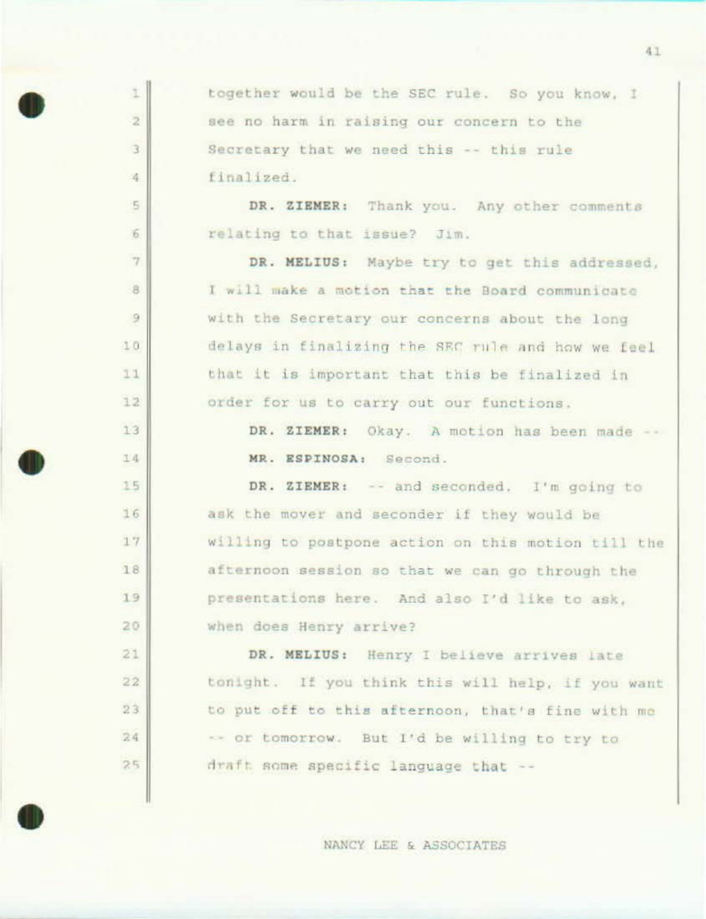together would be the SEC rule. So you know, I see no harm in raising our concern to the Secretary that we need this -- this rule finalized.

**DR. ZIEMER:** Thank you. Any other comments relating to that issue? Jim.

**DR. MELIUS:** Maybe try to get this addressed, I will make a motion that the Board communicate with the Secretary our concerns about the long delays in finalizing the SEC rule and how we feel that it is important that this be finalized in order for us to carry out our functions.

**DR. ZIEMER:** Okay. A motion has been made --

**MR. ESPINOSA:** Second.

**DR. ZIEMER:** -- and seconded. I'm going to ask the mover and seconder if they would be willing to postpone action on this motion till the afternoon session so that we can go through the presentations here. And also I'd like to ask, when does Henry arrive?

**DR. MELIUS:** Henry I believe arrives late tonight. If you think this will help, if you want to put off to this afternoon, that's fine with me -- or tomorrow. But I'd be willing to try to draft some specific language that --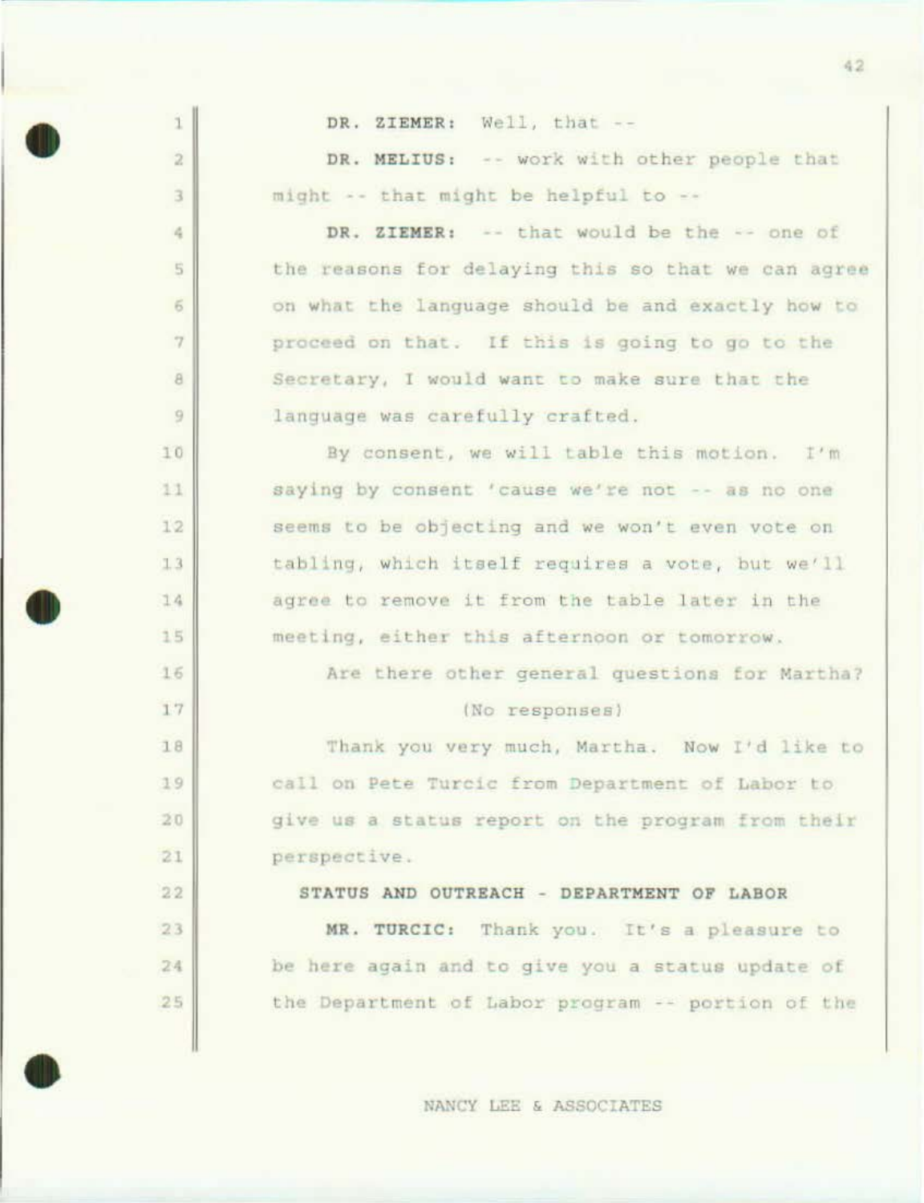**DR. ZIEMER:** Well, that --

**DR. MELIUS:** -- work with other people that might -- that might be helpful to --

**DR. ZIEMER:** -- that would be the -- one of the reasons for delaying this so that we can agree on what the language should be and exactly how to proceed on that. If this is going to go to the Secretary, I would want to make sure that the language was carefully crafted.

By consent, we will table this motion. I'm saying by consent 'cause we're not -- as no one seems to be objecting and we won't even vote on tabling, which itself requires a vote, but we'll agree to remove it from the table later in the meeting, either this afternoon or tomorrow.

Are there other general questions for Martha?

(No responses)

Thank you very much, Martha. Now I'd like to call on Pete Turcic from Department of Labor to give us a status report on the program from their perspective.

## STATUS AND OUTREACH - DEPARTMENT OF LABOR

**MR. TURCIC:** Thank you. It's a pleasure to be here again and to give you a status update of the Department of Labor program -- portion of the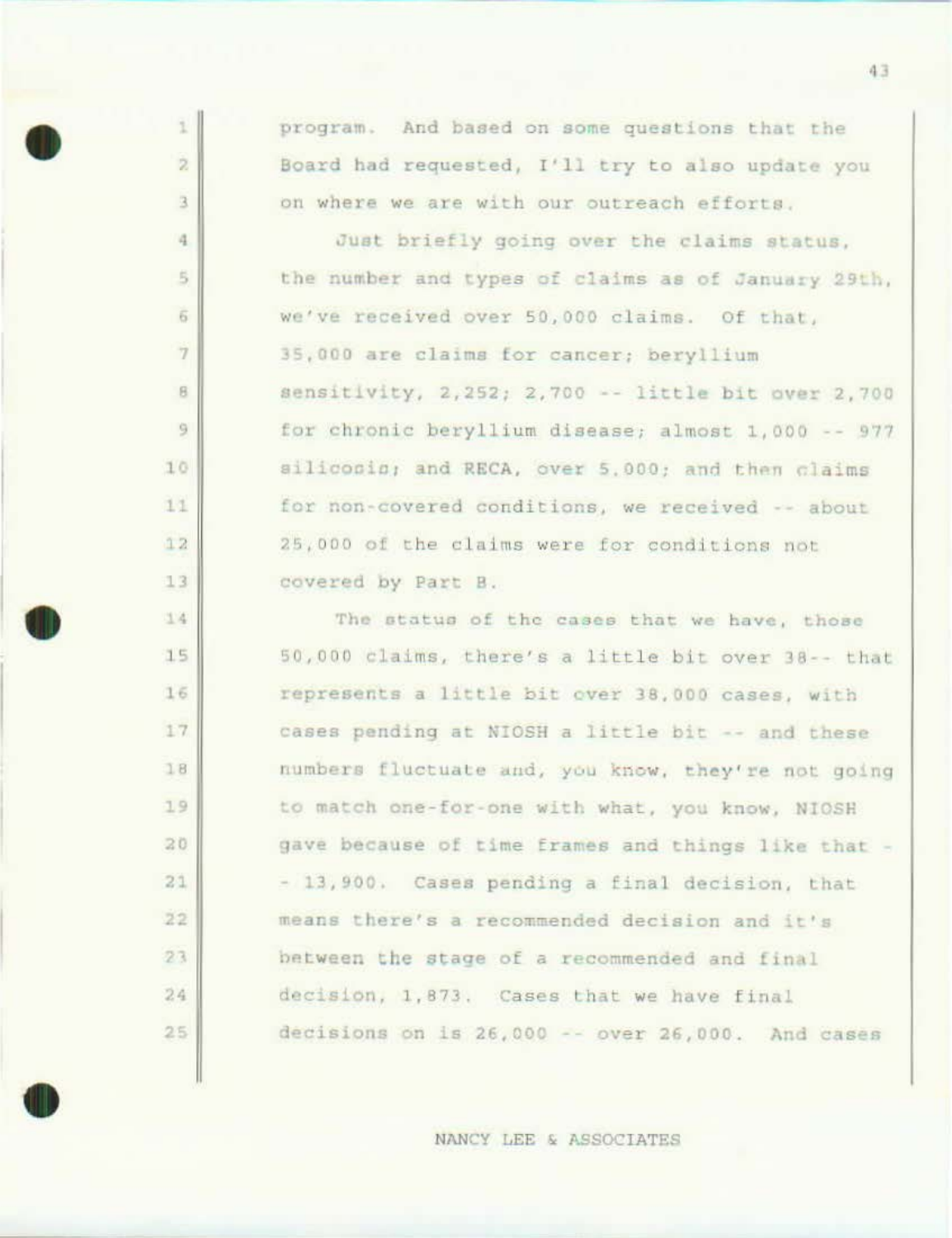program. And based on some questions that the Board had requested, I'll try to also update you on where we are with our outreach efforts.

Just briefly going over the claims status, the number and types of claims as of January 29th, we've received over 50,000 claims. Of that, 35,000 are claims for cancer; beryllium sensitivity, 2,252; 2,700 -- little bit over 2,700 for chronic beryllium disease; almost 1,000 -- 977 silicosis; and RECA, over 5,000; and then claims for non-covered conditions, we received -- about 25,000 of the claims were for conditions not covered by Part B.

The status of the cases that we have, those 50,000 claims, there's a little bit over 38-- that represents a little bit over 38,000 cases, with cases pending at NIOSH a little bit -- and these numbers fluctuate and, you know, they're not going to match one-for-one with what, you know, NIOSH gave because of time frames and things like that -- 13,900. Cases pending a final decision, that means there's a recommended decision and it's between the stage of a recommended and final decision, 1,873. Cases that we have final decisions on is 26,000 -- over 26,000. And cases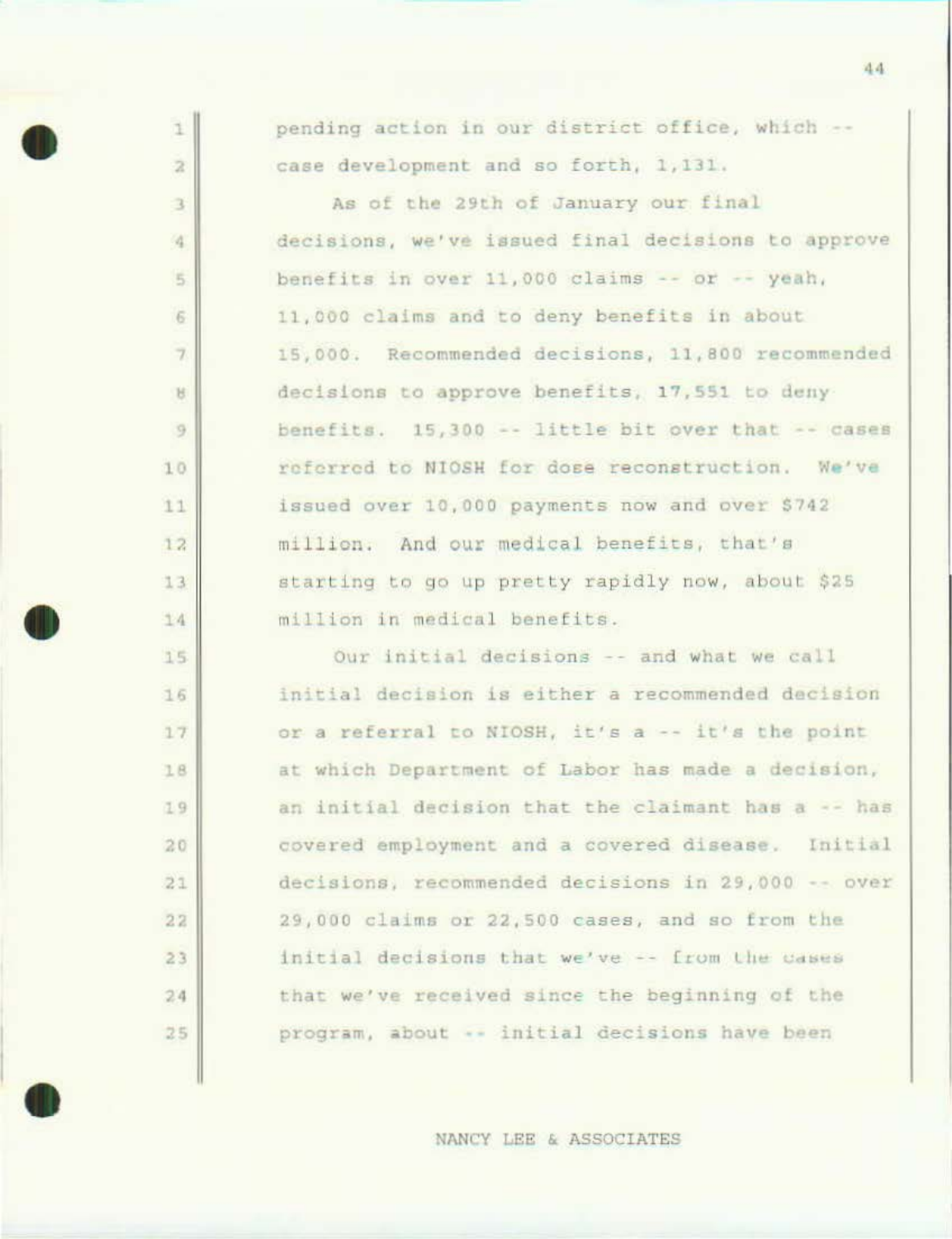pending action in our district office, which -- case development and so forth, 1,131.

As of the 29th of January our final decisions, we've issued final decisions to approve benefits in over 11,000 claims -- or -- yeah, 11,000 claims and to deny benefits in about 15,000. Recommended decisions, 11,800 recommended decisions to approve benefits, 17,551 to deny benefits. 15,300 -- little bit over that -- cases referred to NIOSH for dose reconstruction. We've issued over 10,000 payments now and over $742 million. And our medical benefits, that's starting to go up pretty rapidly now, about $25 million in medical benefits.

Our initial decisions -- and what we call initial decision is either a recommended decision or a referral to NIOSH, it's a -- it's the point at which Department of Labor has made a decision, an initial decision that the claimant has a -- has covered employment and a covered disease. Initial decisions, recommended decisions in 29,000 -- over 29,000 claims or 22,500 cases, and so from the initial decisions that we've -- from the cases that we've received since the beginning of the program, about -- initial decisions have been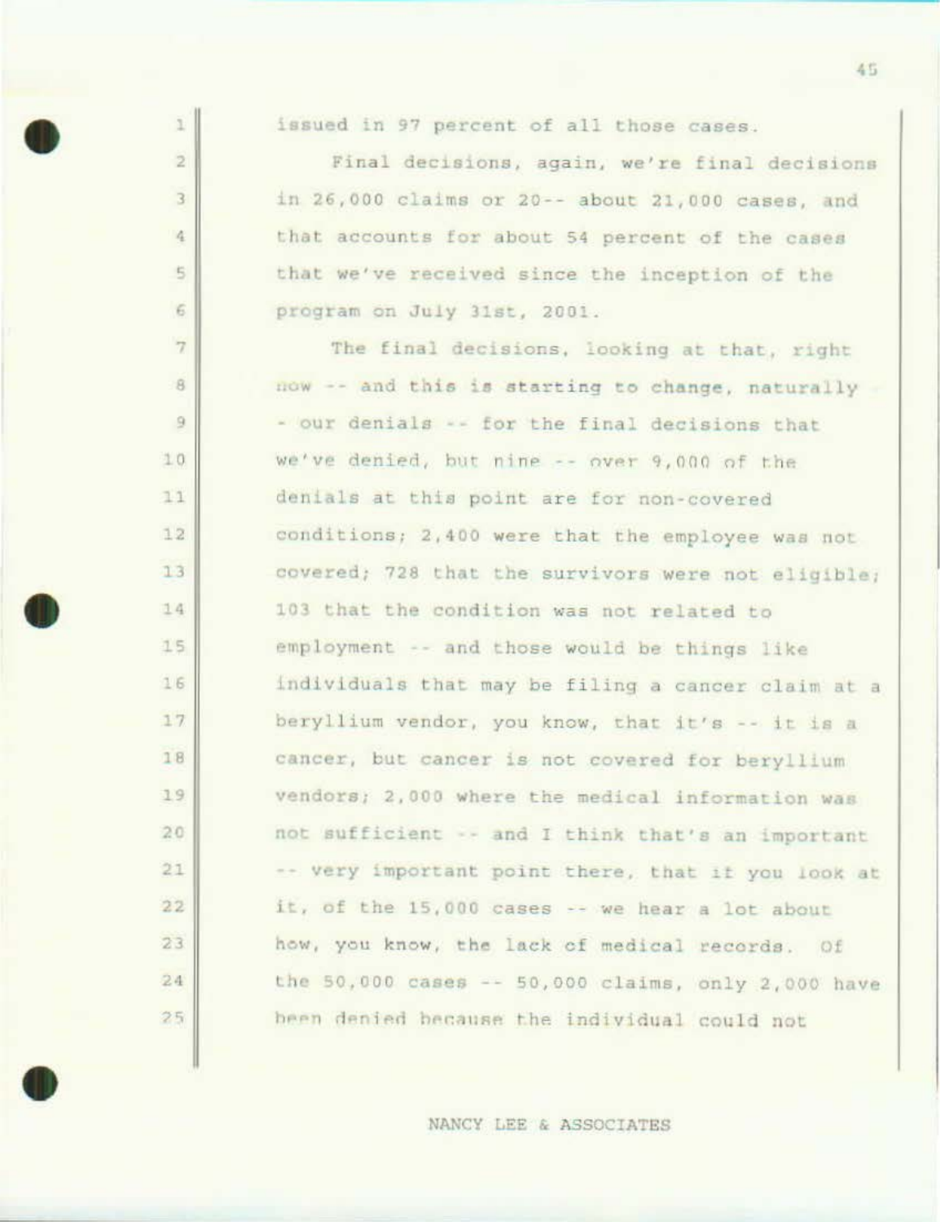issued in 97 percent of all those cases.

Final decisions, again, we're final decisions in 26,000 claims or 20-- about 21,000 cases, and that accounts for about 54 percent of the cases that we've received since the inception of the program on July 31st, 2001.

The final decisions, looking at that, right now -- and this is starting to change, naturally - our denials -- for the final decisions that we've denied, but nine -- over 9,000 of the denials at this point are for non-covered conditions; 2,400 were that the employee was not covered; 728 that the survivors were not eligible; 103 that the condition was not related to employment -- and those would be things like individuals that may be filing a cancer claim at a beryllium vendor, you know, that it's -- it is a cancer, but cancer is not covered for beryllium vendors; 2,000 where the medical information was not sufficient -- and I think that's an important -- very important point there, that if you look at it, of the 15,000 cases -- we hear a lot about how, you know, the lack of medical records. Of the 50,000 cases -- 50,000 claims, only 2,000 have been denied because the individual could not

NANCY LEE & ASSOCIATES